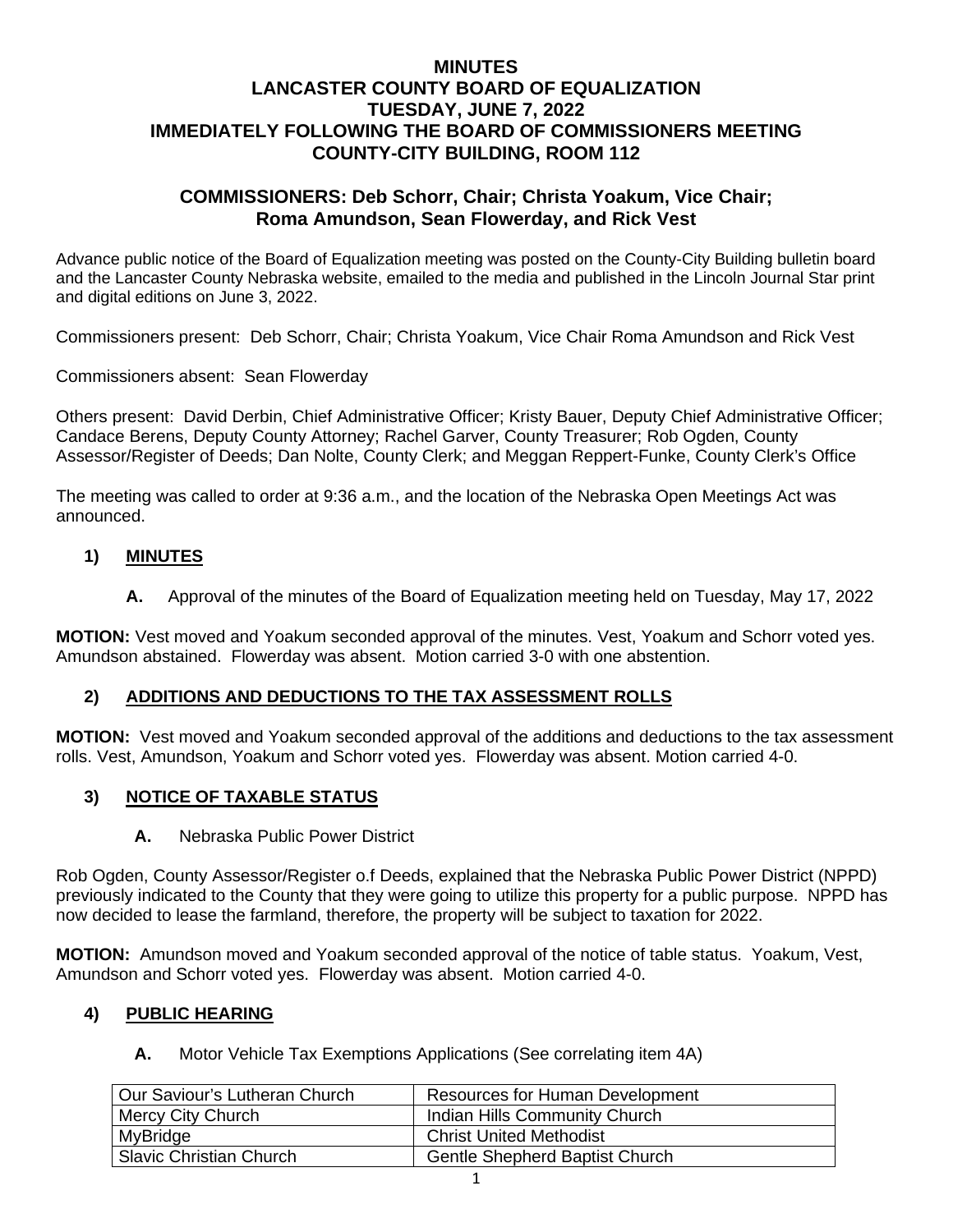# MINUTES
# LANCASTER COUNTY BOARD OF EQUALIZATION
# TUESDAY, JUNE 7, 2022
# IMMEDIATELY FOLLOWING THE BOARD OF COMMISSIONERS MEETING
# COUNTY-CITY BUILDING, ROOM 112

## COMMISSIONERS: Deb Schorr, Chair; Christa Yoakum, Vice Chair; Roma Amundson, Sean Flowerday, and Rick Vest

Advance public notice of the Board of Equalization meeting was posted on the County-City Building bulletin board and the Lancaster County Nebraska website, emailed to the media and published in the Lincoln Journal Star print and digital editions on June 3, 2022.

Commissioners present: Deb Schorr, Chair; Christa Yoakum, Vice Chair Roma Amundson and Rick Vest

Commissioners absent: Sean Flowerday

Others present: David Derbin, Chief Administrative Officer; Kristy Bauer, Deputy Chief Administrative Officer; Candace Berens, Deputy County Attorney; Rachel Garver, County Treasurer; Rob Ogden, County Assessor/Register of Deeds; Dan Nolte, County Clerk; and Meggan Reppert-Funke, County Clerk's Office

The meeting was called to order at 9:36 a.m., and the location of the Nebraska Open Meetings Act was announced.

### 1) MINUTES

**A.** Approval of the minutes of the Board of Equalization meeting held on Tuesday, May 17, 2022

**MOTION:** Vest moved and Yoakum seconded approval of the minutes. Vest, Yoakum and Schorr voted yes. Amundson abstained. Flowerday was absent. Motion carried 3-0 with one abstention.

### 2) ADDITIONS AND DEDUCTIONS TO THE TAX ASSESSMENT ROLLS

**MOTION:** Vest moved and Yoakum seconded approval of the additions and deductions to the tax assessment rolls. Vest, Amundson, Yoakum and Schorr voted yes. Flowerday was absent. Motion carried 4-0.

### 3) NOTICE OF TAXABLE STATUS

**A.** Nebraska Public Power District

Rob Ogden, County Assessor/Register o.f Deeds, explained that the Nebraska Public Power District (NPPD) previously indicated to the County that they were going to utilize this property for a public purpose. NPPD has now decided to lease the farmland, therefore, the property will be subject to taxation for 2022.

**MOTION:** Amundson moved and Yoakum seconded approval of the notice of table status. Yoakum, Vest, Amundson and Schorr voted yes. Flowerday was absent. Motion carried 4-0.

### 4) PUBLIC HEARING

**A.** Motor Vehicle Tax Exemptions Applications (See correlating item 4A)

| | |
|---|---|
| Our Saviour's Lutheran Church | Resources for Human Development |
| Mercy City Church | Indian Hills Community Church |
| MyBridge | Christ United Methodist |
| Slavic Christian Church | Gentle Shepherd Baptist Church |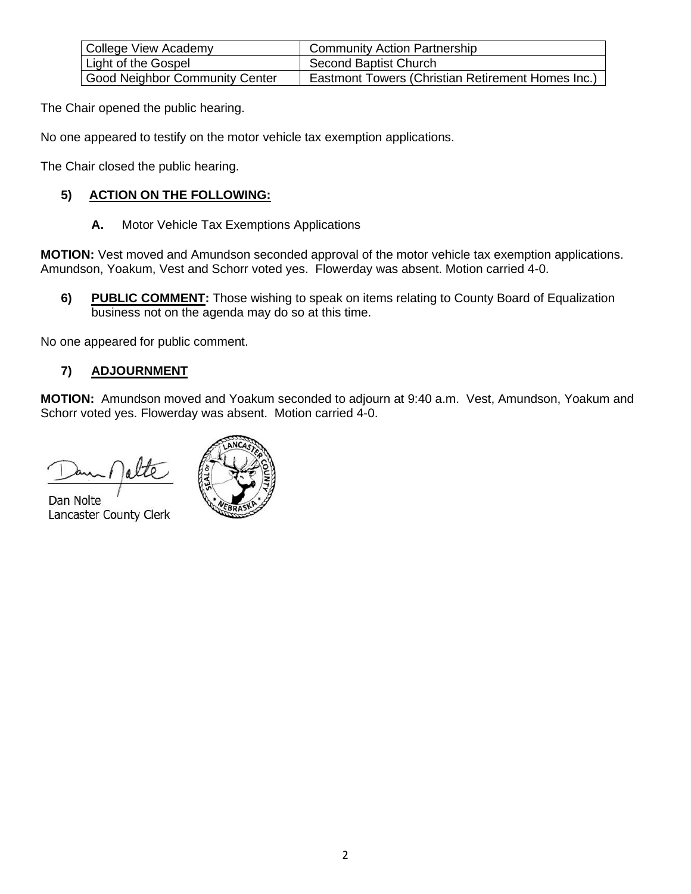| | |
|---|---|
| College View Academy | Community Action Partnership |
| Light of the Gospel | Second Baptist Church |
| Good Neighbor Community Center | Eastmont Towers (Christian Retirement Homes Inc.) |

The Chair opened the public hearing.

No one appeared to testify on the motor vehicle tax exemption applications.

The Chair closed the public hearing.

**5) ACTION ON THE FOLLOWING:**

**A.** Motor Vehicle Tax Exemptions Applications

**MOTION:** Vest moved and Amundson seconded approval of the motor vehicle tax exemption applications. Amundson, Yoakum, Vest and Schorr voted yes. Flowerday was absent. Motion carried 4-0.

**6) PUBLIC COMMENT:** Those wishing to speak on items relating to County Board of Equalization business not on the agenda may do so at this time.

No one appeared for public comment.

**7) ADJOURNMENT**

**MOTION:** Amundson moved and Yoakum seconded to adjourn at 9:40 a.m. Vest, Amundson, Yoakum and Schorr voted yes. Flowerday was absent. Motion carried 4-0.

Dan Nolte
Lancaster County Clerk